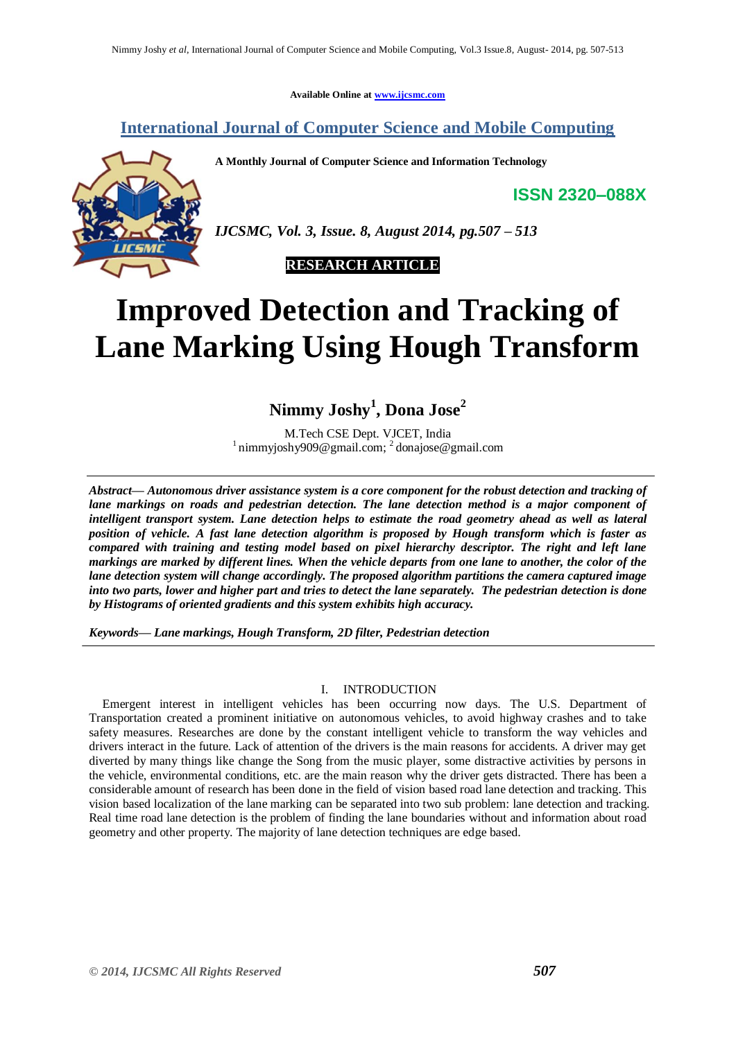Available Online at www.ijcsmc.com

# International Journal of Computer Science and Mobile Computing

**A Monthly Journal of Computer Science and Information Technology**

**ISSN 2320–088X**

*IJCSMC, Vol. 3, Issue. 8, August 2014, pg.507 – 513*

**RESEARCH ARTICLE**

# Improved Detection and Tracking of Lane Marking Using Hough Transform

**Nimmy Joshy[1], Dona Jose[2]**

M.Tech CSE Dept. VJCET, India
[1] nimmyjoshy909@gmail.com; [2] donajose@gmail.com

***Abstract***— ***Autonomous driver assistance system is a core component for the robust detection and tracking of lane markings on roads and pedestrian detection. The lane detection method is a major component of intelligent transport system. Lane detection helps to estimate the road geometry ahead as well as lateral position of vehicle. A fast lane detection algorithm is proposed by Hough transform which is faster as compared with training and testing model based on pixel hierarchy descriptor. The right and left lane markings are marked by different lines. When the vehicle departs from one lane to another, the color of the lane detection system will change accordingly. The proposed algorithm partitions the camera captured image into two parts, lower and higher part and tries to detect the lane separately. The pedestrian detection is done by Histograms of oriented gradients and this system exhibits high accuracy.***

***Keywords***— ***Lane markings, Hough Transform, 2D filter, Pedestrian detection***

## I. INTRODUCTION

Emergent interest in intelligent vehicles has been occurring now days. The U.S. Department of Transportation created a prominent initiative on autonomous vehicles, to avoid highway crashes and to take safety measures. Researches are done by the constant intelligent vehicle to transform the way vehicles and drivers interact in the future. Lack of attention of the drivers is the main reasons for accidents. A driver may get diverted by many things like change the Song from the music player, some distractive activities by persons in the vehicle, environmental conditions, etc. are the main reason why the driver gets distracted. There has been a considerable amount of research has been done in the field of vision based road lane detection and tracking. This vision based localization of the lane marking can be separated into two sub problem: lane detection and tracking. Real time road lane detection is the problem of finding the lane boundaries without and information about road geometry and other property. The majority of lane detection techniques are edge based.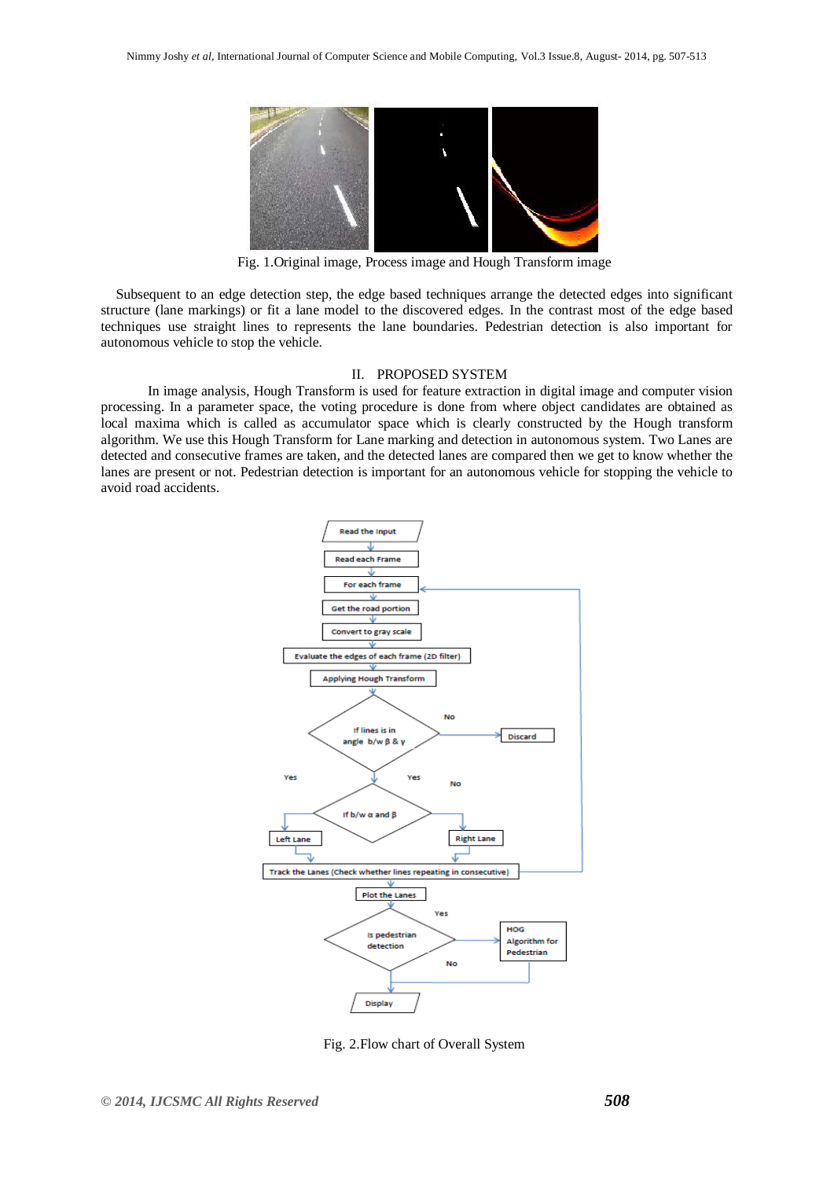Fig. 1.Original image, Process image and Hough Transform image

Subsequent to an edge detection step, the edge based techniques arrange the detected edges into significant structure (lane markings) or fit a lane model to the discovered edges. In the contrast most of the edge based techniques use straight lines to represents the lane boundaries. Pedestrian detection is also important for autonomous vehicle to stop the vehicle.

## II. PROPOSED SYSTEM

In image analysis, Hough Transform is used for feature extraction in digital image and computer vision processing. In a parameter space, the voting procedure is done from where object candidates are obtained as local maxima which is called as accumulator space which is clearly constructed by the Hough transform algorithm. We use this Hough Transform for Lane marking and detection in autonomous system. Two Lanes are detected and consecutive frames are taken, and the detected lanes are compared then we get to know whether the lanes are present or not. Pedestrian detection is important for an autonomous vehicle for stopping the vehicle to avoid road accidents.

Fig. 2.Flow chart of Overall System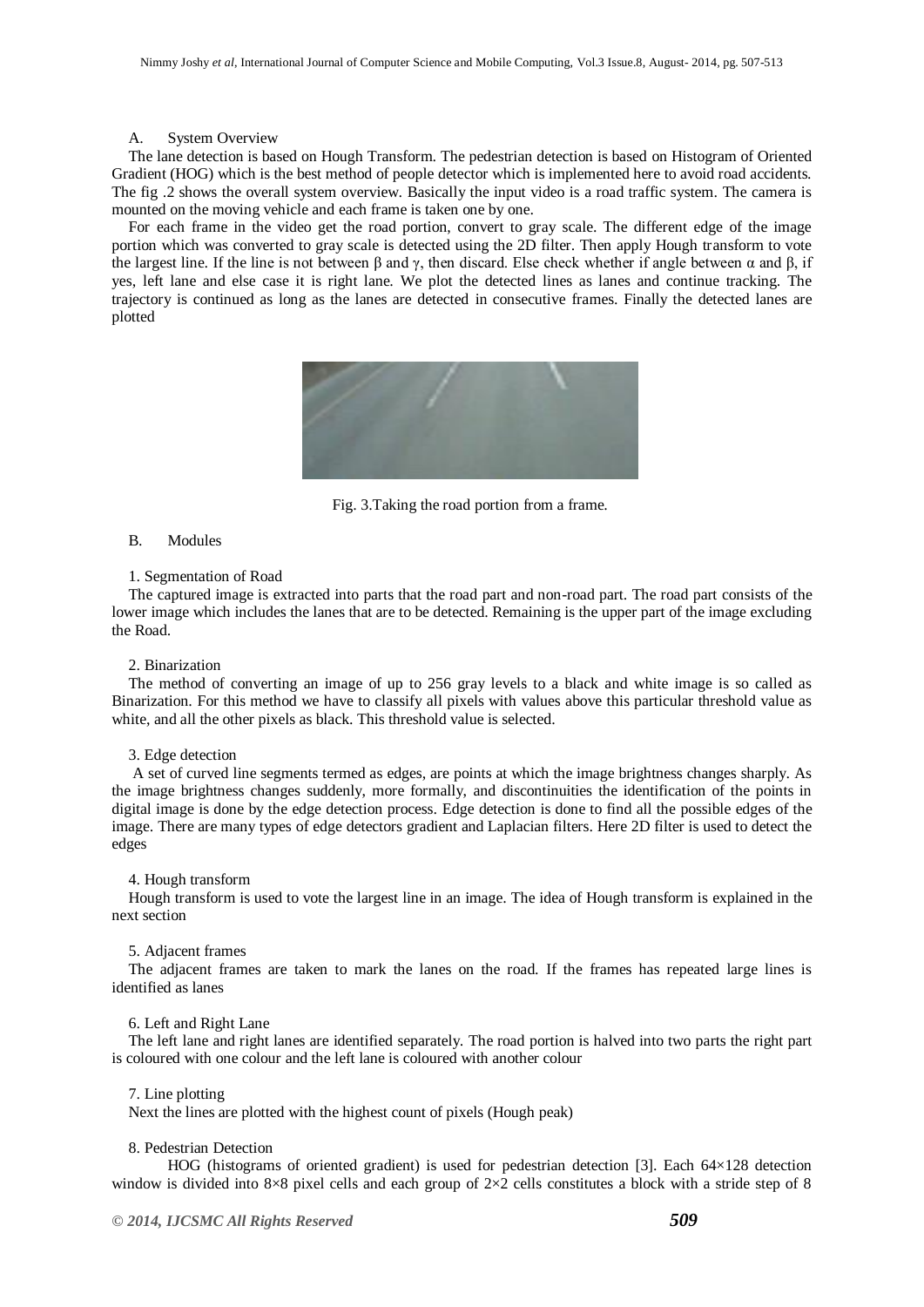### A. System Overview

The lane detection is based on Hough Transform. The pedestrian detection is based on Histogram of Oriented Gradient (HOG) which is the best method of people detector which is implemented here to avoid road accidents. The fig .2 shows the overall system overview. Basically the input video is a road traffic system. The camera is mounted on the moving vehicle and each frame is taken one by one.

For each frame in the video get the road portion, convert to gray scale. The different edge of the image portion which was converted to gray scale is detected using the 2D filter. Then apply Hough transform to vote the largest line. If the line is not between β and γ, then discard. Else check whether if angle between α and β, if yes, left lane and else case it is right lane. We plot the detected lines as lanes and continue tracking. The trajectory is continued as long as the lanes are detected in consecutive frames. Finally the detected lanes are plotted

Fig. 3.Taking the road portion from a frame.

### B. Modules

#### 1. Segmentation of Road

The captured image is extracted into parts that the road part and non-road part. The road part consists of the lower image which includes the lanes that are to be detected. Remaining is the upper part of the image excluding the Road.

#### 2. Binarization

The method of converting an image of up to 256 gray levels to a black and white image is so called as Binarization. For this method we have to classify all pixels with values above this particular threshold value as white, and all the other pixels as black. This threshold value is selected.

#### 3. Edge detection

A set of curved line segments termed as edges, are points at which the image brightness changes sharply. As the image brightness changes suddenly, more formally, and discontinuities the identification of the points in digital image is done by the edge detection process. Edge detection is done to find all the possible edges of the image. There are many types of edge detectors gradient and Laplacian filters. Here 2D filter is used to detect the edges

#### 4. Hough transform

Hough transform is used to vote the largest line in an image. The idea of Hough transform is explained in the next section

#### 5. Adjacent frames

The adjacent frames are taken to mark the lanes on the road. If the frames has repeated large lines is identified as lanes

#### 6. Left and Right Lane

The left lane and right lanes are identified separately. The road portion is halved into two parts the right part is coloured with one colour and the left lane is coloured with another colour

#### 7. Line plotting

Next the lines are plotted with the highest count of pixels (Hough peak)

#### 8. Pedestrian Detection

HOG (histograms of oriented gradient) is used for pedestrian detection [3]. Each 64×128 detection window is divided into 8×8 pixel cells and each group of 2×2 cells constitutes a block with a stride step of 8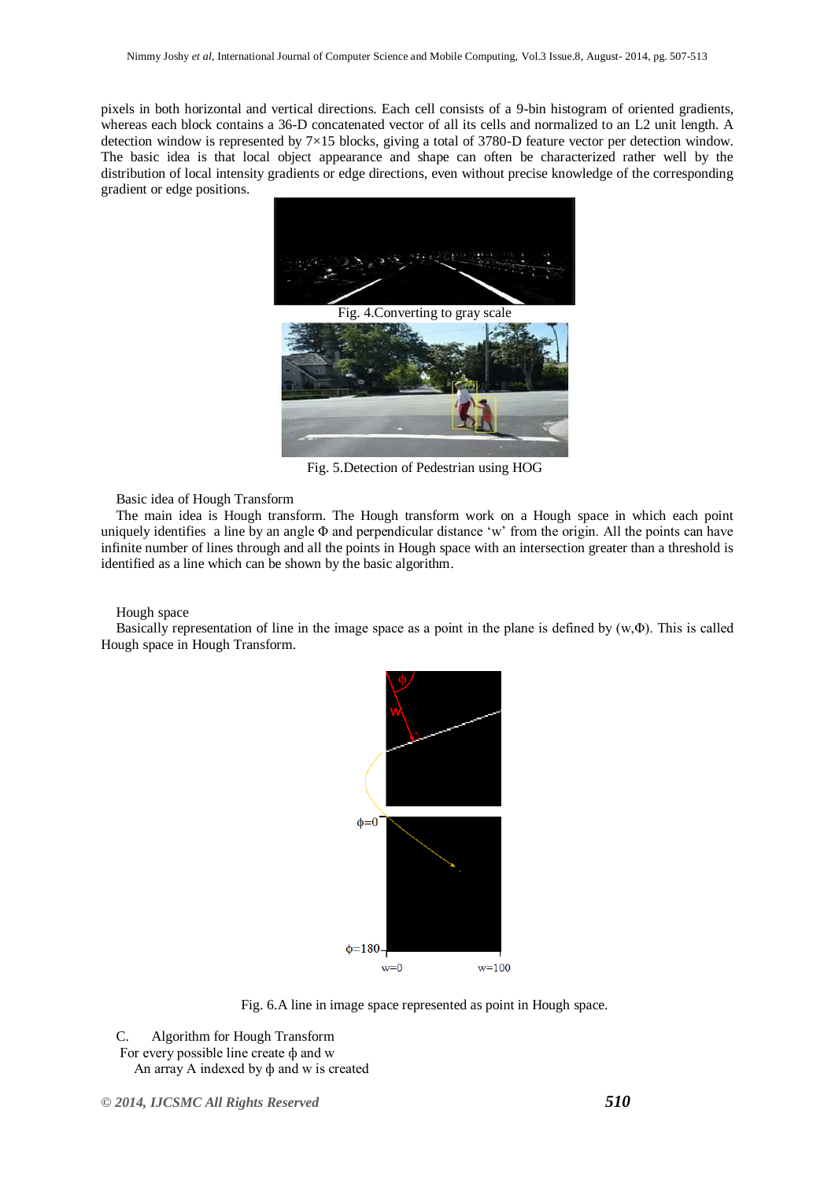pixels in both horizontal and vertical directions. Each cell consists of a 9-bin histogram of oriented gradients, whereas each block contains a 36-D concatenated vector of all its cells and normalized to an L2 unit length. A detection window is represented by 7×15 blocks, giving a total of 3780-D feature vector per detection window. The basic idea is that local object appearance and shape can often be characterized rather well by the distribution of local intensity gradients or edge directions, even without precise knowledge of the corresponding gradient or edge positions.

Fig. 4.Converting to gray scale

Fig. 5.Detection of Pedestrian using HOG

Basic idea of Hough Transform

The main idea is Hough transform. The Hough transform work on a Hough space in which each point uniquely identifies a line by an angle Φ and perpendicular distance 'w' from the origin. All the points can have infinite number of lines through and all the points in Hough space with an intersection greater than a threshold is identified as a line which can be shown by the basic algorithm.

Hough space

Basically representation of line in the image space as a point in the plane is defined by (w,Φ). This is called Hough space in Hough Transform.

Fig. 6.A line in image space represented as point in Hough space.

C. Algorithm for Hough Transform

For every possible line create ϕ and w

An array A indexed by ϕ and w is created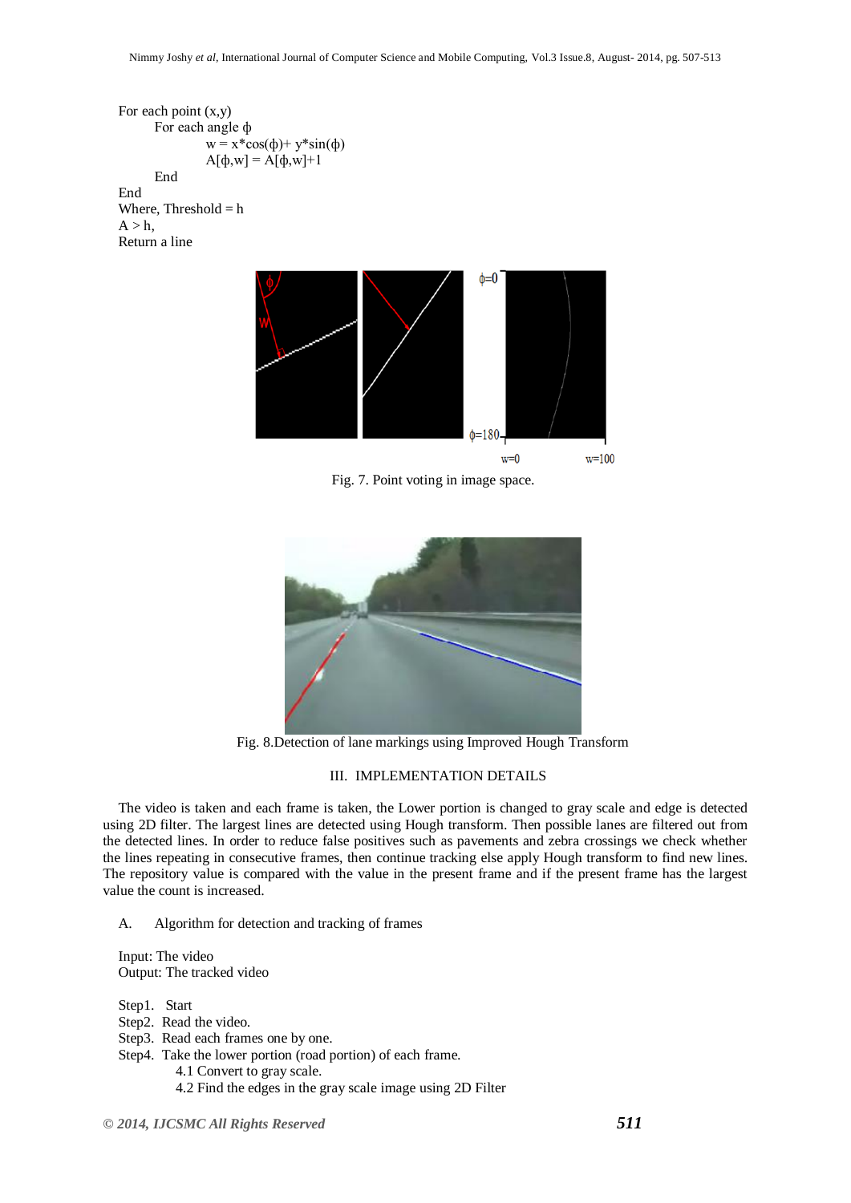```
For each point (x,y)
        For each angle ϕ
                w = x*cos(ϕ)+ y*sin(ϕ)
                A[ϕ,w] = A[ϕ,w]+1
        End
End
Where, Threshold = h
A > h,
Return a line
```

Fig. 7. Point voting in image space.

Fig. 8.Detection of lane markings using Improved Hough Transform

## III. IMPLEMENTATION DETAILS

The video is taken and each frame is taken, the Lower portion is changed to gray scale and edge is detected using 2D filter. The largest lines are detected using Hough transform. Then possible lanes are filtered out from the detected lines. In order to reduce false positives such as pavements and zebra crossings we check whether the lines repeating in consecutive frames, then continue tracking else apply Hough transform to find new lines. The repository value is compared with the value in the present frame and if the present frame has the largest value the count is increased.

### A. Algorithm for detection and tracking of frames

Input: The video
Output: The tracked video

Step1. Start
Step2. Read the video.
Step3. Read each frames one by one.
Step4. Take the lower portion (road portion) of each frame.
    4.1 Convert to gray scale.
    4.2 Find the edges in the gray scale image using 2D Filter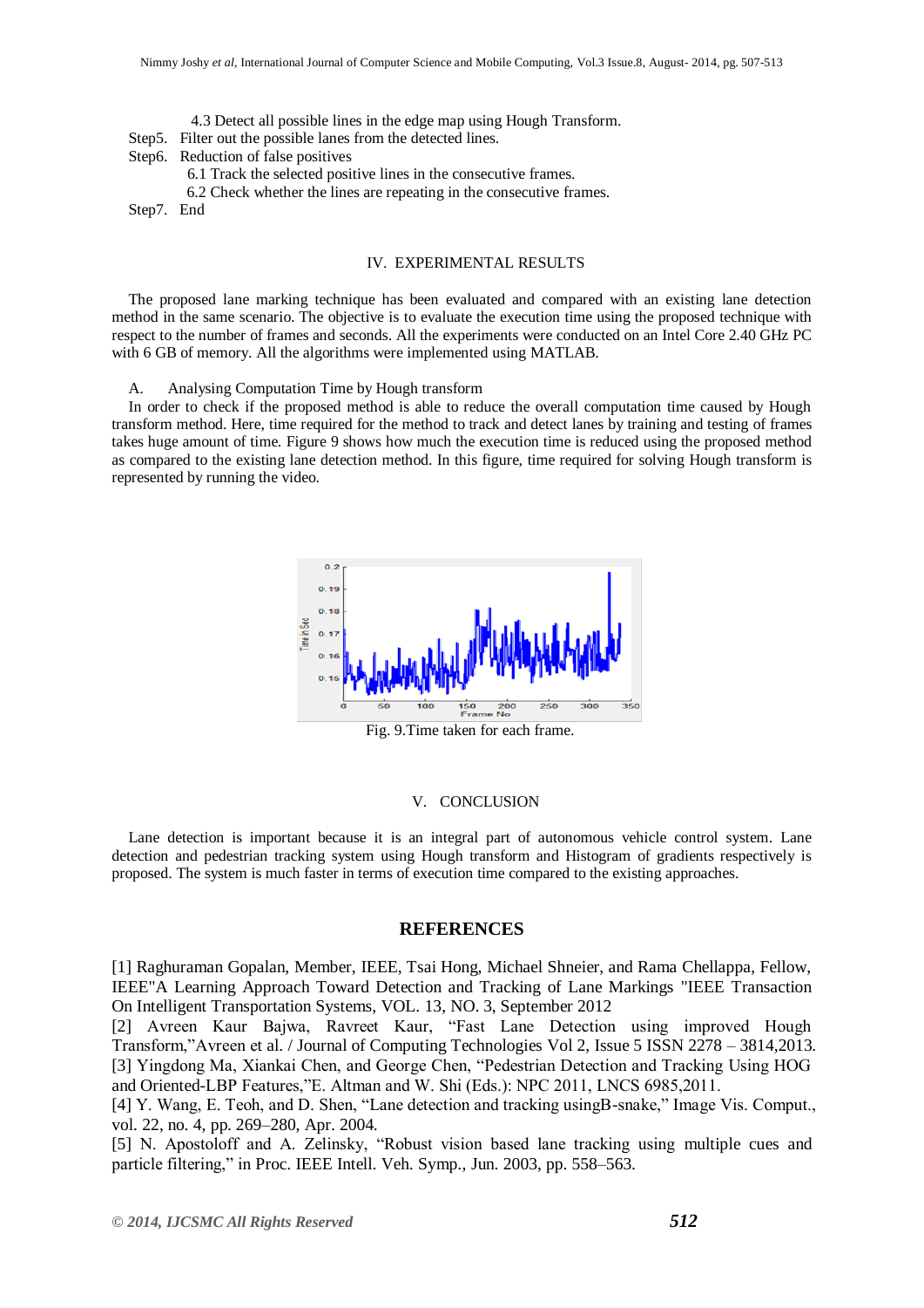4.3 Detect all possible lines in the edge map using Hough Transform.

Step5. Filter out the possible lanes from the detected lines.

Step6. Reduction of false positives

6.1 Track the selected positive lines in the consecutive frames.

6.2 Check whether the lines are repeating in the consecutive frames.

Step7. End

## IV. EXPERIMENTAL RESULTS

The proposed lane marking technique has been evaluated and compared with an existing lane detection method in the same scenario. The objective is to evaluate the execution time using the proposed technique with respect to the number of frames and seconds. All the experiments were conducted on an Intel Core 2.40 GHz PC with 6 GB of memory. All the algorithms were implemented using MATLAB.

### A. Analysing Computation Time by Hough transform

In order to check if the proposed method is able to reduce the overall computation time caused by Hough transform method. Here, time required for the method to track and detect lanes by training and testing of frames takes huge amount of time. Figure 9 shows how much the execution time is reduced using the proposed method as compared to the existing lane detection method. In this figure, time required for solving Hough transform is represented by running the video.

Fig. 9.Time taken for each frame.

## V. CONCLUSION

Lane detection is important because it is an integral part of autonomous vehicle control system. Lane detection and pedestrian tracking system using Hough transform and Histogram of gradients respectively is proposed. The system is much faster in terms of execution time compared to the existing approaches.

## REFERENCES

[1] Raghuraman Gopalan, Member, IEEE, Tsai Hong, Michael Shneier, and Rama Chellappa, Fellow, IEEE"A Learning Approach Toward Detection and Tracking of Lane Markings "IEEE Transaction On Intelligent Transportation Systems, VOL. 13, NO. 3, September 2012

[2] Avreen Kaur Bajwa, Ravreet Kaur, "Fast Lane Detection using improved Hough Transform,"Avreen et al. / Journal of Computing Technologies Vol 2, Issue 5 ISSN 2278 – 3814,2013.

[3] Yingdong Ma, Xiankai Chen, and George Chen, "Pedestrian Detection and Tracking Using HOG and Oriented-LBP Features,"E. Altman and W. Shi (Eds.): NPC 2011, LNCS 6985,2011.

[4] Y. Wang, E. Teoh, and D. Shen, "Lane detection and tracking usingB-snake," Image Vis. Comput., vol. 22, no. 4, pp. 269–280, Apr. 2004.

[5] N. Apostoloff and A. Zelinsky, "Robust vision based lane tracking using multiple cues and particle filtering," in Proc. IEEE Intell. Veh. Symp., Jun. 2003, pp. 558–563.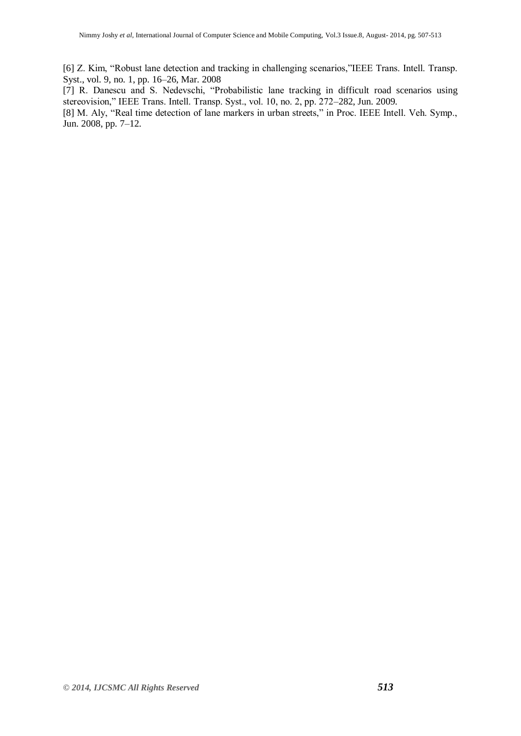[6] Z. Kim, “Robust lane detection and tracking in challenging scenarios,”IEEE Trans. Intell. Transp. Syst., vol. 9, no. 1, pp. 16–26, Mar. 2008

[7] R. Danescu and S. Nedevschi, “Probabilistic lane tracking in difficult road scenarios using stereovision,” IEEE Trans. Intell. Transp. Syst., vol. 10, no. 2, pp. 272–282, Jun. 2009.

[8] M. Aly, “Real time detection of lane markers in urban streets,” in Proc. IEEE Intell. Veh. Symp., Jun. 2008, pp. 7–12.